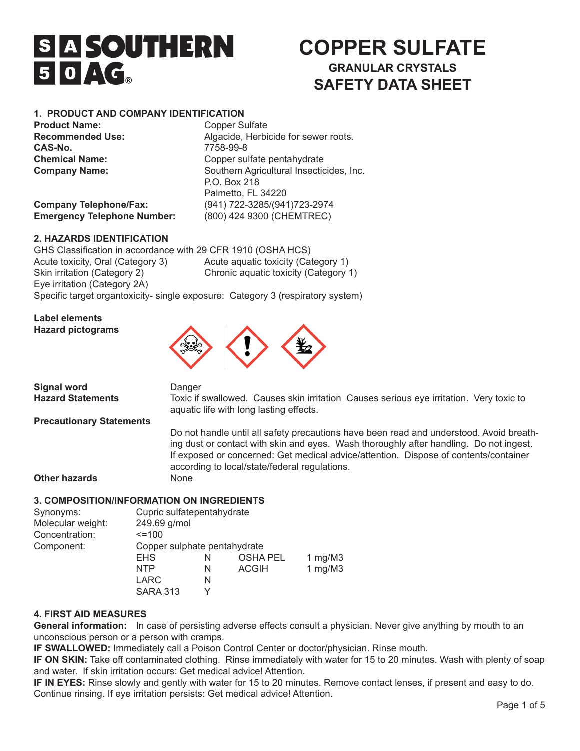SOUTHERN AG®

# COPPER SULFATE

## GRANULAR CRYSTALS

## SAFETY DATA SHEET

### 1. PRODUCT AND COMPANY IDENTIFICATION

**Product Name:** Copper Sulfate
**Recommended Use:** Algacide, Herbicide for sewer roots.
**CAS-No.** 7758-99-8
**Chemical Name:** Copper sulfate pentahydrate
**Company Name:** Southern Agricultural Insecticides, Inc.
P.O. Box 218
Palmetto, FL 34220
**Company Telephone/Fax:** (941) 722-3285/(941)723-2974
**Emergency Telephone Number:** (800) 424 9300 (CHEMTREC)

### 2. HAZARDS IDENTIFICATION

GHS Classification in accordance with 29 CFR 1910 (OSHA HCS)

Acute toxicity, Oral (Category 3)
Skin irritation (Category 2)
Eye irritation (Category 2A)
Acute aquatic toxicity (Category 1)
Chronic aquatic toxicity (Category 1)
Specific target organtoxicity- single exposure: Category 3 (respiratory system)

**Label elements**

**Hazard pictograms**

**Signal word** Danger

**Hazard Statements** Toxic if swallowed. Causes skin irritation Causes serious eye irritation. Very toxic to aquatic life with long lasting effects.

**Precautionary Statements**

Do not handle until all safety precautions have been read and understood. Avoid breathing dust or contact with skin and eyes. Wash thoroughly after handling. Do not ingest. If exposed or concerned: Get medical advice/attention. Dispose of contents/container according to local/state/federal regulations.

**Other hazards** None

### 3. COMPOSITION/INFORMATION ON INGREDIENTS

Synonyms: Cupric sulfatepentahydrate
Molecular weight: 249.69 g/mol
Concentration: <=100
Component: Copper sulphate pentahydrate

| | | | |
|---|---|---|---|
| EHS | N | OSHA PEL | 1 mg/M3 |
| NTP | N | ACGIH | 1 mg/M3 |
| LARC | N | | |
| SARA 313 | Y | | |

### 4. FIRST AID MEASURES

**General information:** In case of persisting adverse effects consult a physician. Never give anything by mouth to an unconscious person or a person with cramps.

**IF SWALLOWED:** Immediately call a Poison Control Center or doctor/physician. Rinse mouth.

**IF ON SKIN:** Take off contaminated clothing. Rinse immediately with water for 15 to 20 minutes. Wash with plenty of soap and water. If skin irritation occurs: Get medical advice! Attention.

**IF IN EYES:** Rinse slowly and gently with water for 15 to 20 minutes. Remove contact lenses, if present and easy to do. Continue rinsing. If eye irritation persists: Get medical advice! Attention.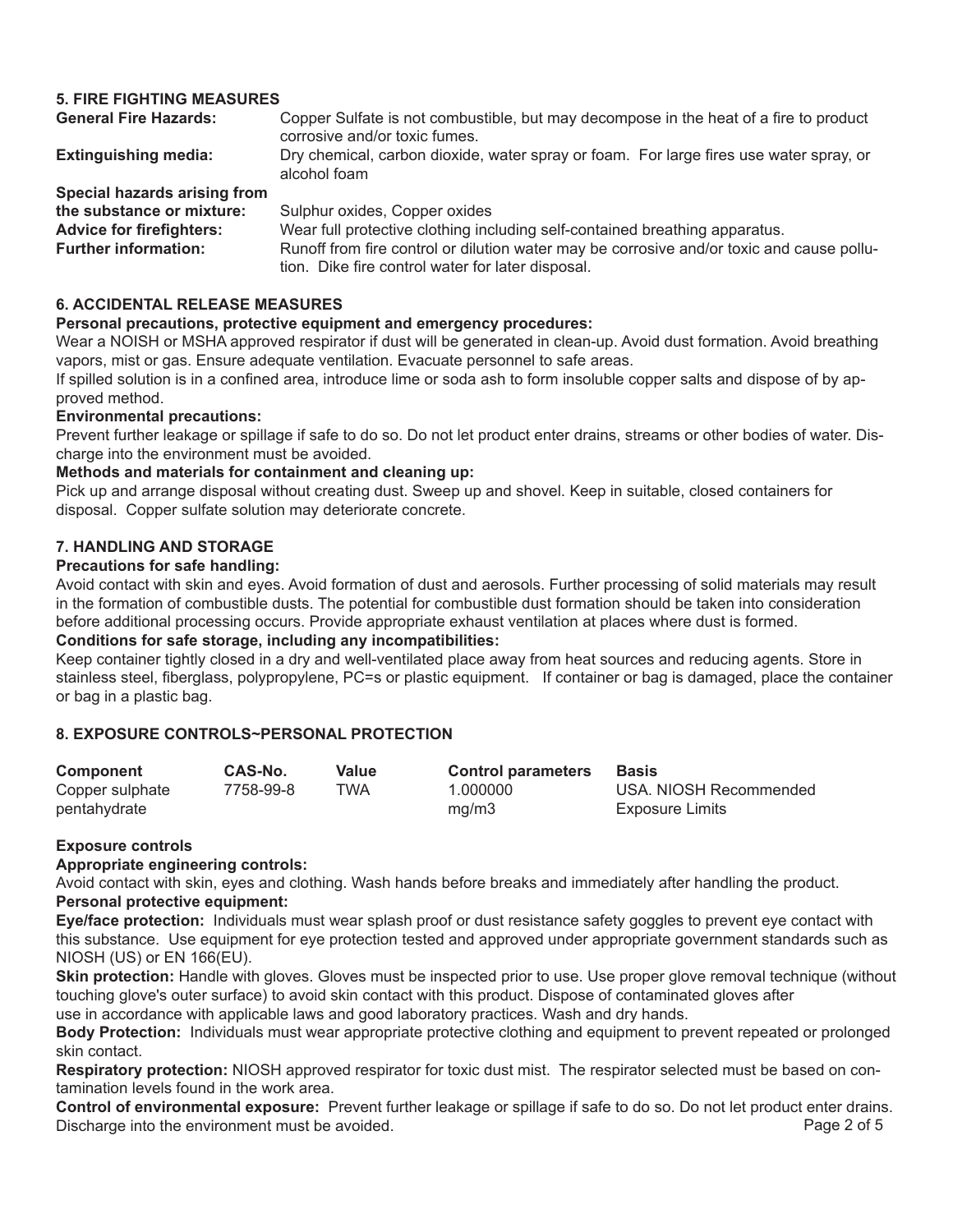## 5. FIRE FIGHTING MEASURES

**General Fire Hazards:** Copper Sulfate is not combustible, but may decompose in the heat of a fire to product corrosive and/or toxic fumes.

**Extinguishing media:** Dry chemical, carbon dioxide, water spray or foam. For large fires use water spray, or alcohol foam

**Special hazards arising from the substance or mixture:** Sulphur oxides, Copper oxides

**Advice for firefighters:** Wear full protective clothing including self-contained breathing apparatus.

**Further information:** Runoff from fire control or dilution water may be corrosive and/or toxic and cause pollution. Dike fire control water for later disposal.

## 6. ACCIDENTAL RELEASE MEASURES

**Personal precautions, protective equipment and emergency procedures:**

Wear a NOISH or MSHA approved respirator if dust will be generated in clean-up. Avoid dust formation. Avoid breathing vapors, mist or gas. Ensure adequate ventilation. Evacuate personnel to safe areas.

If spilled solution is in a confined area, introduce lime or soda ash to form insoluble copper salts and dispose of by approved method.

**Environmental precautions:**

Prevent further leakage or spillage if safe to do so. Do not let product enter drains, streams or other bodies of water. Discharge into the environment must be avoided.

**Methods and materials for containment and cleaning up:**

Pick up and arrange disposal without creating dust. Sweep up and shovel. Keep in suitable, closed containers for disposal. Copper sulfate solution may deteriorate concrete.

## 7. HANDLING AND STORAGE

**Precautions for safe handling:**

Avoid contact with skin and eyes. Avoid formation of dust and aerosols. Further processing of solid materials may result in the formation of combustible dusts. The potential for combustible dust formation should be taken into consideration before additional processing occurs. Provide appropriate exhaust ventilation at places where dust is formed.

**Conditions for safe storage, including any incompatibilities:**

Keep container tightly closed in a dry and well-ventilated place away from heat sources and reducing agents. Store in stainless steel, fiberglass, polypropylene, PC=s or plastic equipment. If container or bag is damaged, place the container or bag in a plastic bag.

## 8. EXPOSURE CONTROLS~PERSONAL PROTECTION

| Component | CAS-No. | Value | Control parameters | Basis |
|---|---|---|---|---|
| Copper sulphate pentahydrate | 7758-99-8 | TWA | 1.000000 mg/m3 | USA. NIOSH Recommended Exposure Limits |

**Exposure controls**

**Appropriate engineering controls:**

Avoid contact with skin, eyes and clothing. Wash hands before breaks and immediately after handling the product.

**Personal protective equipment:**

**Eye/face protection:** Individuals must wear splash proof or dust resistance safety goggles to prevent eye contact with this substance. Use equipment for eye protection tested and approved under appropriate government standards such as NIOSH (US) or EN 166(EU).

**Skin protection:** Handle with gloves. Gloves must be inspected prior to use. Use proper glove removal technique (without touching glove's outer surface) to avoid skin contact with this product. Dispose of contaminated gloves after use in accordance with applicable laws and good laboratory practices. Wash and dry hands.

**Body Protection:** Individuals must wear appropriate protective clothing and equipment to prevent repeated or prolonged skin contact.

**Respiratory protection:** NIOSH approved respirator for toxic dust mist. The respirator selected must be based on contamination levels found in the work area.

**Control of environmental exposure:** Prevent further leakage or spillage if safe to do so. Do not let product enter drains. Discharge into the environment must be avoided.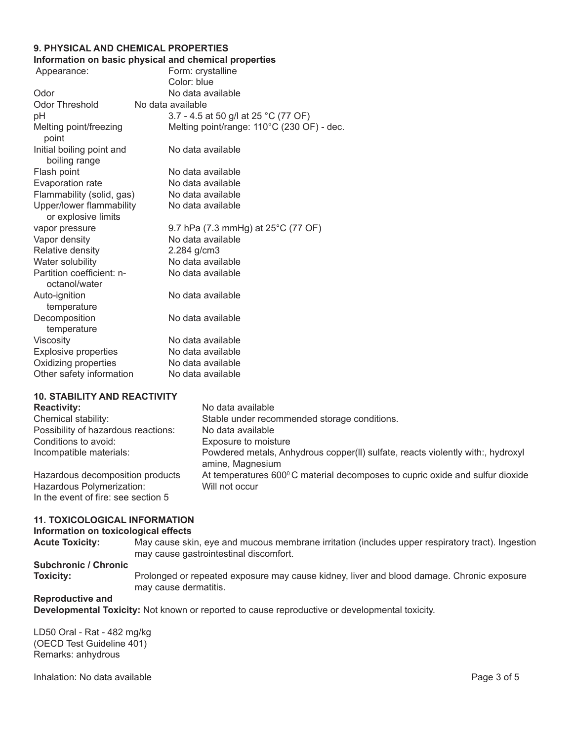## 9. PHYSICAL AND CHEMICAL PROPERTIES

**Information on basic physical and chemical properties**

| Property | Value |
|---|---|
| Appearance: | Form: crystalline<br>Color: blue |
| Odor | No data available |
| Odor Threshold | No data available |
| pH | 3.7 - 4.5 at 50 g/l at 25 °C (77 OF) |
| Melting point/freezing point | Melting point/range: 110°C (230 OF) - dec. |
| Initial boiling point and boiling range | No data available |
| Flash point | No data available |
| Evaporation rate | No data available |
| Flammability (solid, gas) | No data available |
| Upper/lower flammability or explosive limits | No data available |
| vapor pressure | 9.7 hPa (7.3 mmHg) at 25°C (77 OF) |
| Vapor density | No data available |
| Relative density | 2.284 g/cm3 |
| Water solubility | No data available |
| Partition coefficient: n-octanol/water | No data available |
| Auto-ignition temperature | No data available |
| Decomposition temperature | No data available |
| Viscosity | No data available |
| Explosive properties | No data available |
| Oxidizing properties | No data available |
| Other safety information | No data available |

## 10. STABILITY AND REACTIVITY

| | |
|---|---|
| **Reactivity:** | No data available |
| Chemical stability: | Stable under recommended storage conditions. |
| Possibility of hazardous reactions: | No data available |
| Conditions to avoid: | Exposure to moisture |
| Incompatible materials: | Powdered metals, Anhydrous copper(II) sulfate, reacts violently with:, hydroxyl amine, Magnesium |
| Hazardous decomposition products | At temperatures 600°C material decomposes to cupric oxide and sulfur dioxide |
| Hazardous Polymerization: | Will not occur |

In the event of fire: see section 5

## 11. TOXICOLOGICAL INFORMATION

**Information on toxicological effects**

**Acute Toxicity:** May cause skin, eye and mucous membrane irritation (includes upper respiratory tract). Ingestion may cause gastrointestinal discomfort.

**Subchronic / Chronic Toxicity:** Prolonged or repeated exposure may cause kidney, liver and blood damage. Chronic exposure may cause dermatitis.

**Reproductive and Developmental Toxicity:** Not known or reported to cause reproductive or developmental toxicity.

LD50 Oral - Rat - 482 mg/kg
(OECD Test Guideline 401)
Remarks: anhydrous

Inhalation: No data available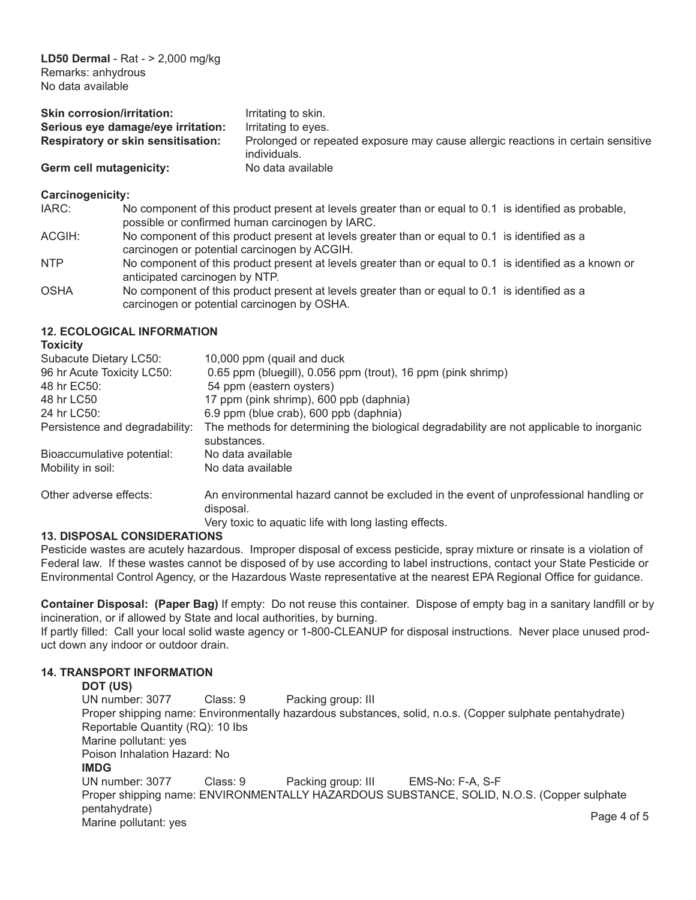**LD50 Dermal** - Rat - > 2,000 mg/kg
Remarks: anhydrous
No data available

| | |
|---|---|
| **Skin corrosion/irritation:** | Irritating to skin. |
| **Serious eye damage/eye irritation:** | Irritating to eyes. |
| **Respiratory or skin sensitisation:** | Prolonged or repeated exposure may cause allergic reactions in certain sensitive individuals. |
| **Germ cell mutagenicity:** | No data available |

**Carcinogenicity:**

| | |
|---|---|
| IARC: | No component of this product present at levels greater than or equal to 0.1 is identified as probable, possible or confirmed human carcinogen by IARC. |
| ACGIH: | No component of this product present at levels greater than or equal to 0.1 is identified as a carcinogen or potential carcinogen by ACGIH. |
| NTP | No component of this product present at levels greater than or equal to 0.1 is identified as a known or anticipated carcinogen by NTP. |
| OSHA | No component of this product present at levels greater than or equal to 0.1 is identified as a carcinogen or potential carcinogen by OSHA. |

## 12. ECOLOGICAL INFORMATION

**Toxicity**

| | |
|---|---|
| Subacute Dietary LC50: | 10,000 ppm (quail and duck |
| 96 hr Acute Toxicity LC50: | 0.65 ppm (bluegill), 0.056 ppm (trout), 16 ppm (pink shrimp) |
| 48 hr EC50: | 54 ppm (eastern oysters) |
| 48 hr LC50 | 17 ppm (pink shrimp), 600 ppb (daphnia) |
| 24 hr LC50: | 6.9 ppm (blue crab), 600 ppb (daphnia) |
| Persistence and degradability: | The methods for determining the biological degradability are not applicable to inorganic substances. |
| Bioaccumulative potential: | No data available |
| Mobility in soil: | No data available |
| Other adverse effects: | An environmental hazard cannot be excluded in the event of unprofessional handling or disposal.<br>Very toxic to aquatic life with long lasting effects. |

## 13. DISPOSAL CONSIDERATIONS

Pesticide wastes are acutely hazardous. Improper disposal of excess pesticide, spray mixture or rinsate is a violation of Federal law. If these wastes cannot be disposed of by use according to label instructions, contact your State Pesticide or Environmental Control Agency, or the Hazardous Waste representative at the nearest EPA Regional Office for guidance.

**Container Disposal: (Paper Bag)** If empty: Do not reuse this container. Dispose of empty bag in a sanitary landfill or by incineration, or if allowed by State and local authorities, by burning.
If partly filled: Call your local solid waste agency or 1-800-CLEANUP for disposal instructions. Never place unused product down any indoor or outdoor drain.

## 14. TRANSPORT INFORMATION

**DOT (US)**
UN number: 3077 Class: 9 Packing group: III
Proper shipping name: Environmentally hazardous substances, solid, n.o.s. (Copper sulphate pentahydrate)
Reportable Quantity (RQ): 10 lbs
Marine pollutant: yes
Poison Inhalation Hazard: No

**IMDG**
UN number: 3077 Class: 9 Packing group: III EMS-No: F-A, S-F
Proper shipping name: ENVIRONMENTALLY HAZARDOUS SUBSTANCE, SOLID, N.O.S. (Copper sulphate pentahydrate)
Marine pollutant: yes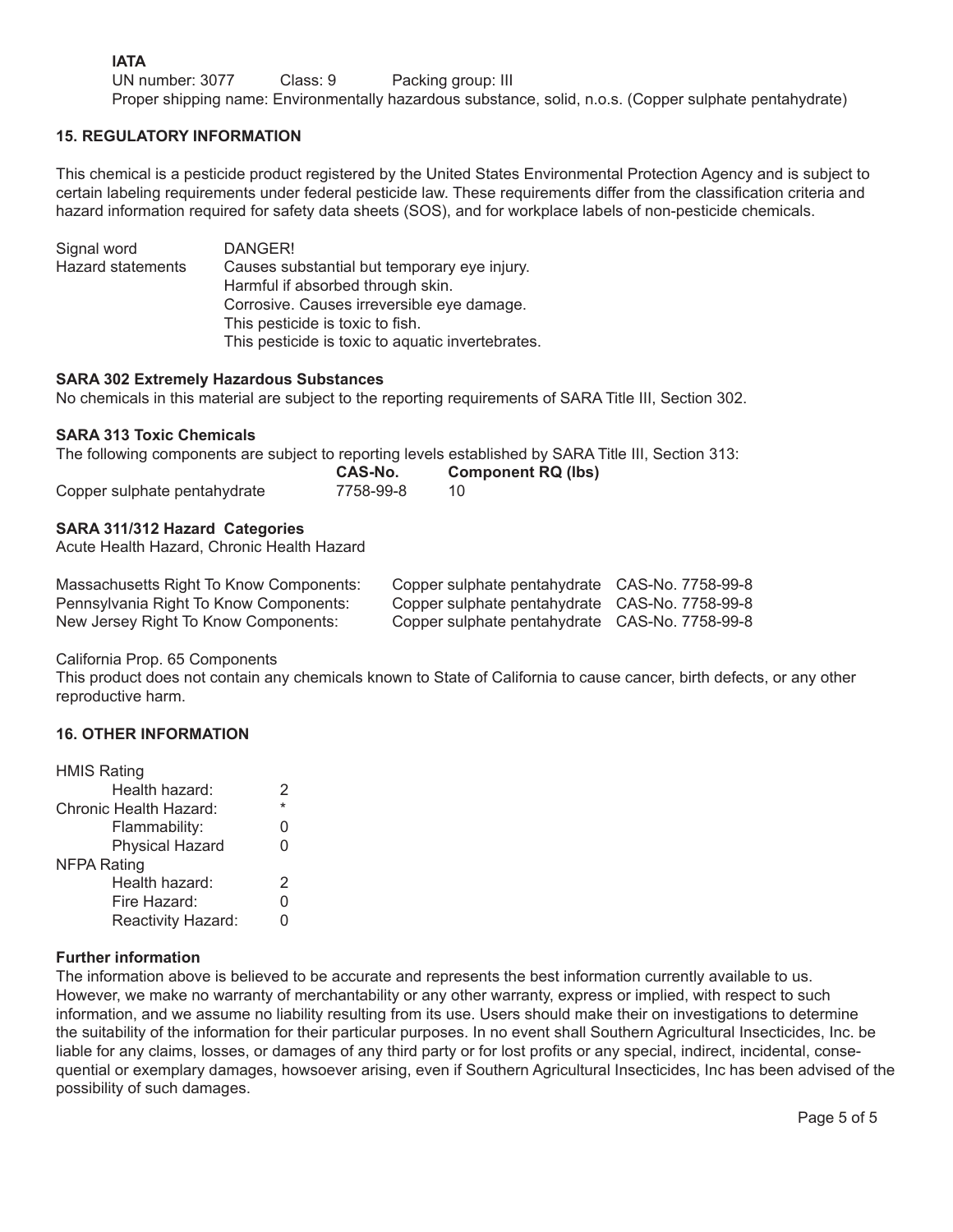**IATA**

UN number: 3077 Class: 9 Packing group: III

Proper shipping name: Environmentally hazardous substance, solid, n.o.s. (Copper sulphate pentahydrate)

## 15. REGULATORY INFORMATION

This chemical is a pesticide product registered by the United States Environmental Protection Agency and is subject to certain labeling requirements under federal pesticide law. These requirements differ from the classification criteria and hazard information required for safety data sheets (SOS), and for workplace labels of non-pesticide chemicals.

| | |
|---|---|
| Signal word | DANGER! |
| Hazard statements | Causes substantial but temporary eye injury.<br>Harmful if absorbed through skin.<br>Corrosive. Causes irreversible eye damage.<br>This pesticide is toxic to fish.<br>This pesticide is toxic to aquatic invertebrates. |

**SARA 302 Extremely Hazardous Substances**

No chemicals in this material are subject to the reporting requirements of SARA Title III, Section 302.

**SARA 313 Toxic Chemicals**

The following components are subject to reporting levels established by SARA Title III, Section 313:

| | CAS-No. | Component RQ (lbs) |
|---|---|---|
| Copper sulphate pentahydrate | 7758-99-8 | 10 |

**SARA 311/312 Hazard Categories**

Acute Health Hazard, Chronic Health Hazard

| | | |
|---|---|---|
| Massachusetts Right To Know Components: | Copper sulphate pentahydrate | CAS-No. 7758-99-8 |
| Pennsylvania Right To Know Components: | Copper sulphate pentahydrate | CAS-No. 7758-99-8 |
| New Jersey Right To Know Components: | Copper sulphate pentahydrate | CAS-No. 7758-99-8 |

California Prop. 65 Components

This product does not contain any chemicals known to State of California to cause cancer, birth defects, or any other reproductive harm.

## 16. OTHER INFORMATION

| | |
|---|---|
| **HMIS Rating** | |
| Health hazard: | 2 |
| Chronic Health Hazard: | * |
| Flammability: | 0 |
| Physical Hazard | 0 |
| **NFPA Rating** | |
| Health hazard: | 2 |
| Fire Hazard: | 0 |
| Reactivity Hazard: | 0 |

**Further information**

The information above is believed to be accurate and represents the best information currently available to us. However, we make no warranty of merchantability or any other warranty, express or implied, with respect to such information, and we assume no liability resulting from its use. Users should make their on investigations to determine the suitability of the information for their particular purposes. In no event shall Southern Agricultural Insecticides, Inc. be liable for any claims, losses, or damages of any third party or for lost profits or any special, indirect, incidental, consequential or exemplary damages, howsoever arising, even if Southern Agricultural Insecticides, Inc has been advised of the possibility of such damages.